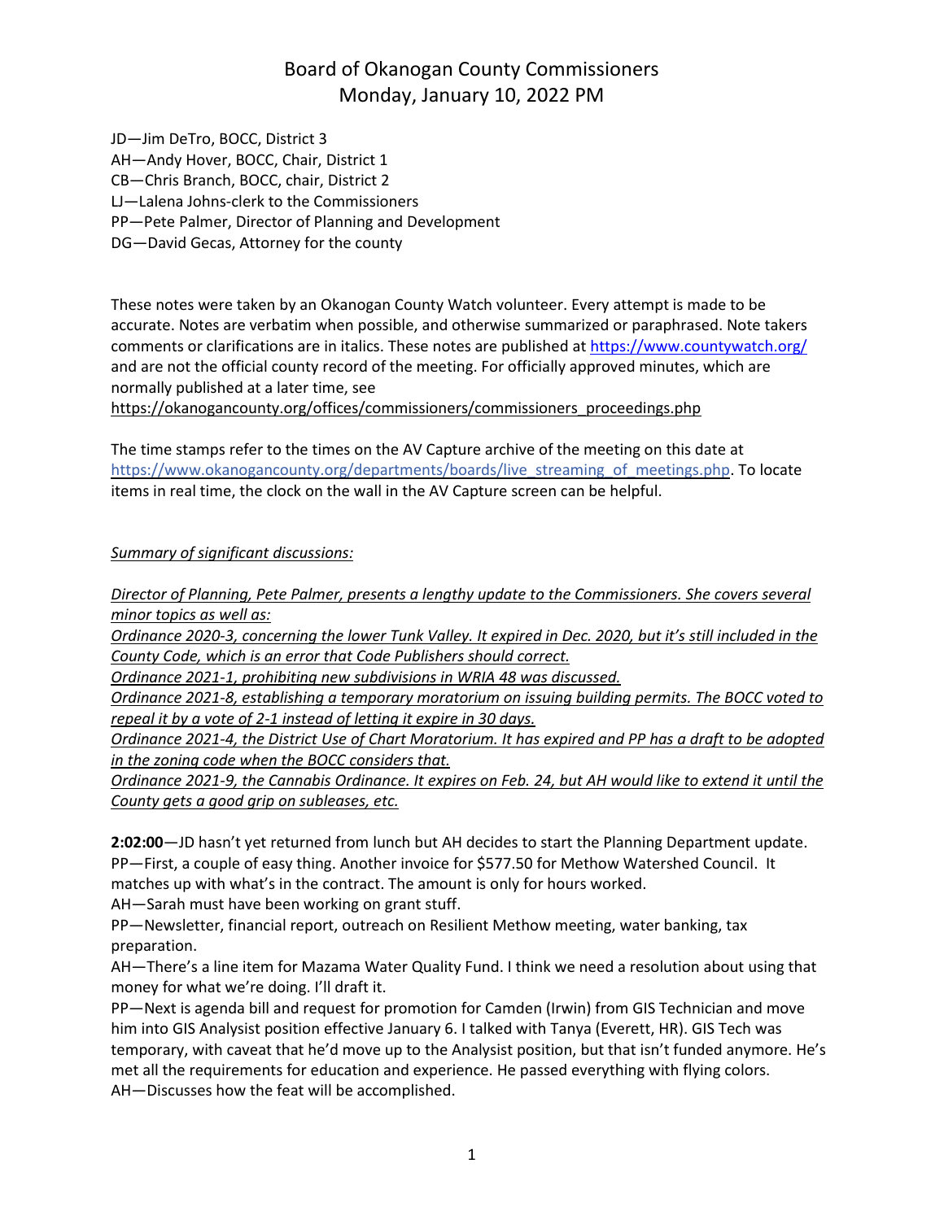# Board of Okanogan County Commissioners
## Monday, January 10, 2022 PM

JD—Jim DeTro, BOCC, District 3
AH—Andy Hover, BOCC, Chair, District 1
CB—Chris Branch, BOCC, chair, District 2
LJ—Lalena Johns-clerk to the Commissioners
PP—Pete Palmer, Director of Planning and Development
DG—David Gecas, Attorney for the county

These notes were taken by an Okanogan County Watch volunteer. Every attempt is made to be accurate. Notes are verbatim when possible, and otherwise summarized or paraphrased. Note takers comments or clarifications are in italics. These notes are published at https://www.countywatch.org/ and are not the official county record of the meeting. For officially approved minutes, which are normally published at a later time, see https://okanogancounty.org/offices/commissioners/commissioners_proceedings.php

The time stamps refer to the times on the AV Capture archive of the meeting on this date at https://www.okanogancounty.org/departments/boards/live_streaming_of_meetings.php. To locate items in real time, the clock on the wall in the AV Capture screen can be helpful.

*Summary of significant discussions:*

*Director of Planning, Pete Palmer, presents a lengthy update to the Commissioners. She covers several minor topics as well as:*
*Ordinance 2020-3, concerning the lower Tunk Valley. It expired in Dec. 2020, but it's still included in the County Code, which is an error that Code Publishers should correct.*
*Ordinance 2021-1, prohibiting new subdivisions in WRIA 48 was discussed.*
*Ordinance 2021-8, establishing a temporary moratorium on issuing building permits. The BOCC voted to repeal it by a vote of 2-1 instead of letting it expire in 30 days.*
*Ordinance 2021-4, the District Use of Chart Moratorium. It has expired and PP has a draft to be adopted in the zoning code when the BOCC considers that.*
*Ordinance 2021-9, the Cannabis Ordinance. It expires on Feb. 24, but AH would like to extend it until the County gets a good grip on subleases, etc.*

**2:02:00**—JD hasn't yet returned from lunch but AH decides to start the Planning Department update.
PP—First, a couple of easy thing. Another invoice for $577.50 for Methow Watershed Council. It matches up with what's in the contract. The amount is only for hours worked.
AH—Sarah must have been working on grant stuff.
PP—Newsletter, financial report, outreach on Resilient Methow meeting, water banking, tax preparation.
AH—There's a line item for Mazama Water Quality Fund. I think we need a resolution about using that money for what we're doing. I'll draft it.
PP—Next is agenda bill and request for promotion for Camden (Irwin) from GIS Technician and move him into GIS Analysist position effective January 6. I talked with Tanya (Everett, HR). GIS Tech was temporary, with caveat that he'd move up to the Analysist position, but that isn't funded anymore. He's met all the requirements for education and experience. He passed everything with flying colors.
AH—Discusses how the feat will be accomplished.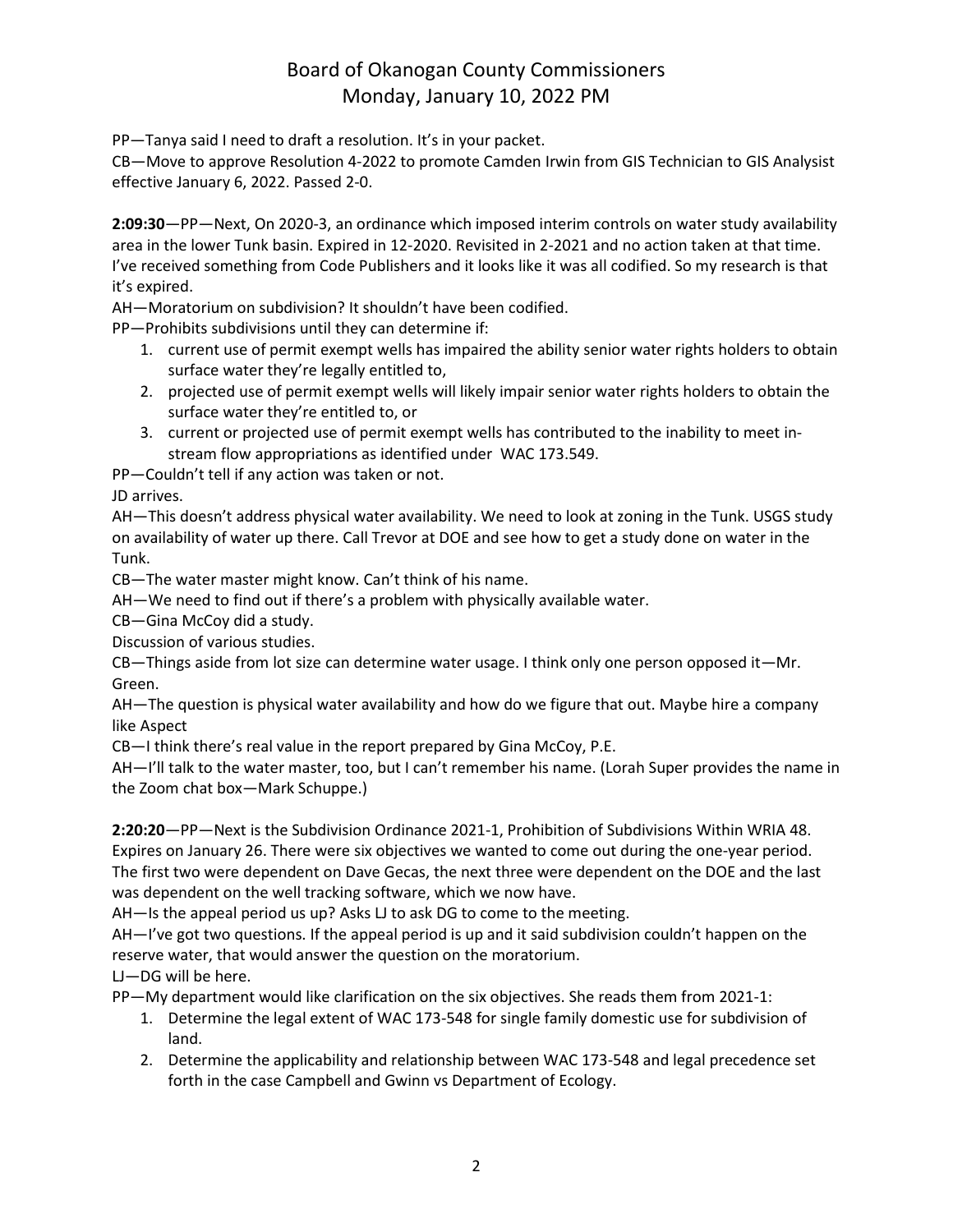PP—Tanya said I need to draft a resolution. It's in your packet.

CB—Move to approve Resolution 4-2022 to promote Camden Irwin from GIS Technician to GIS Analysist effective January 6, 2022. Passed 2-0.

**2:09:30**—PP—Next, On 2020-3, an ordinance which imposed interim controls on water study availability area in the lower Tunk basin. Expired in 12-2020. Revisited in 2-2021 and no action taken at that time. I've received something from Code Publishers and it looks like it was all codified. So my research is that it's expired.

AH—Moratorium on subdivision? It shouldn't have been codified.

PP—Prohibits subdivisions until they can determine if:

1. current use of permit exempt wells has impaired the ability senior water rights holders to obtain surface water they're legally entitled to,
2. projected use of permit exempt wells will likely impair senior water rights holders to obtain the surface water they're entitled to, or
3. current or projected use of permit exempt wells has contributed to the inability to meet in-stream flow appropriations as identified under WAC 173.549.

PP—Couldn't tell if any action was taken or not.

JD arrives.

AH—This doesn't address physical water availability. We need to look at zoning in the Tunk. USGS study on availability of water up there. Call Trevor at DOE and see how to get a study done on water in the Tunk.

CB—The water master might know. Can't think of his name.

AH—We need to find out if there's a problem with physically available water.

CB—Gina McCoy did a study.

Discussion of various studies.

CB—Things aside from lot size can determine water usage. I think only one person opposed it—Mr. Green.

AH—The question is physical water availability and how do we figure that out. Maybe hire a company like Aspect

CB—I think there's real value in the report prepared by Gina McCoy, P.E.

AH—I'll talk to the water master, too, but I can't remember his name. (Lorah Super provides the name in the Zoom chat box—Mark Schuppe.)

**2:20:20**—PP—Next is the Subdivision Ordinance 2021-1, Prohibition of Subdivisions Within WRIA 48. Expires on January 26. There were six objectives we wanted to come out during the one-year period. The first two were dependent on Dave Gecas, the next three were dependent on the DOE and the last was dependent on the well tracking software, which we now have.

AH—Is the appeal period us up? Asks LJ to ask DG to come to the meeting.

AH—I've got two questions. If the appeal period is up and it said subdivision couldn't happen on the reserve water, that would answer the question on the moratorium.

LJ—DG will be here.

PP—My department would like clarification on the six objectives. She reads them from 2021-1:

1. Determine the legal extent of WAC 173-548 for single family domestic use for subdivision of land.
2. Determine the applicability and relationship between WAC 173-548 and legal precedence set forth in the case Campbell and Gwinn vs Department of Ecology.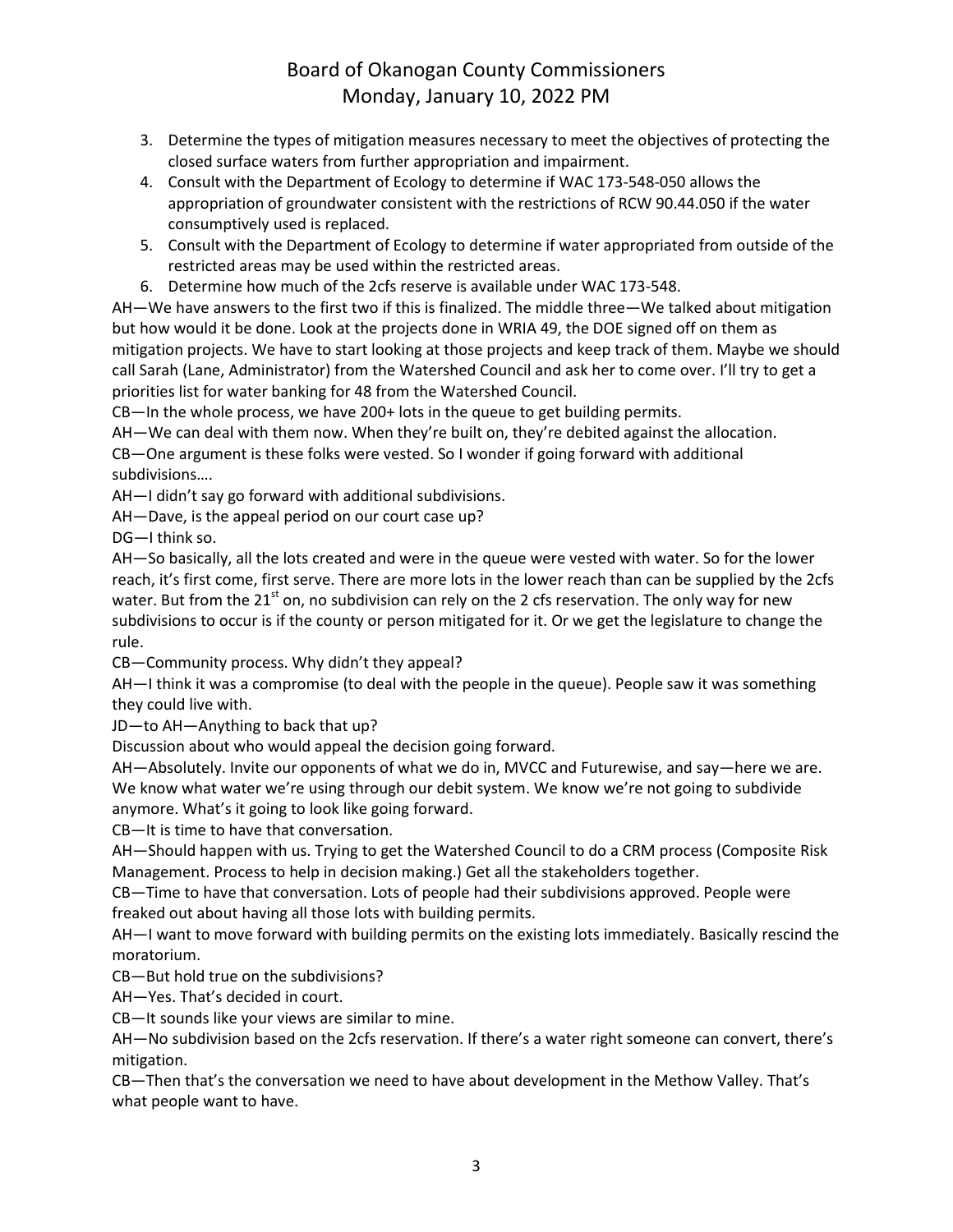3. Determine the types of mitigation measures necessary to meet the objectives of protecting the closed surface waters from further appropriation and impairment.
4. Consult with the Department of Ecology to determine if WAC 173-548-050 allows the appropriation of groundwater consistent with the restrictions of RCW 90.44.050 if the water consumptively used is replaced.
5. Consult with the Department of Ecology to determine if water appropriated from outside of the restricted areas may be used within the restricted areas.
6. Determine how much of the 2cfs reserve is available under WAC 173-548.

AH—We have answers to the first two if this is finalized. The middle three—We talked about mitigation but how would it be done. Look at the projects done in WRIA 49, the DOE signed off on them as mitigation projects. We have to start looking at those projects and keep track of them. Maybe we should call Sarah (Lane, Administrator) from the Watershed Council and ask her to come over. I'll try to get a priorities list for water banking for 48 from the Watershed Council.

CB—In the whole process, we have 200+ lots in the queue to get building permits.

AH—We can deal with them now. When they're built on, they're debited against the allocation.

CB—One argument is these folks were vested. So I wonder if going forward with additional subdivisions….

AH—I didn't say go forward with additional subdivisions.

AH—Dave, is the appeal period on our court case up?

DG—I think so.

AH—So basically, all the lots created and were in the queue were vested with water. So for the lower reach, it's first come, first serve. There are more lots in the lower reach than can be supplied by the 2cfs water. But from the 21st on, no subdivision can rely on the 2 cfs reservation. The only way for new subdivisions to occur is if the county or person mitigated for it. Or we get the legislature to change the rule.

CB—Community process. Why didn't they appeal?

AH—I think it was a compromise (to deal with the people in the queue). People saw it was something they could live with.

JD—to AH—Anything to back that up?

Discussion about who would appeal the decision going forward.

AH—Absolutely. Invite our opponents of what we do in, MVCC and Futurewise, and say—here we are. We know what water we're using through our debit system. We know we're not going to subdivide anymore. What's it going to look like going forward.

CB—It is time to have that conversation.

AH—Should happen with us. Trying to get the Watershed Council to do a CRM process (Composite Risk Management. Process to help in decision making.) Get all the stakeholders together.

CB—Time to have that conversation. Lots of people had their subdivisions approved. People were freaked out about having all those lots with building permits.

AH—I want to move forward with building permits on the existing lots immediately. Basically rescind the moratorium.

CB—But hold true on the subdivisions?

AH—Yes. That's decided in court.

CB—It sounds like your views are similar to mine.

AH—No subdivision based on the 2cfs reservation. If there's a water right someone can convert, there's mitigation.

CB—Then that's the conversation we need to have about development in the Methow Valley. That's what people want to have.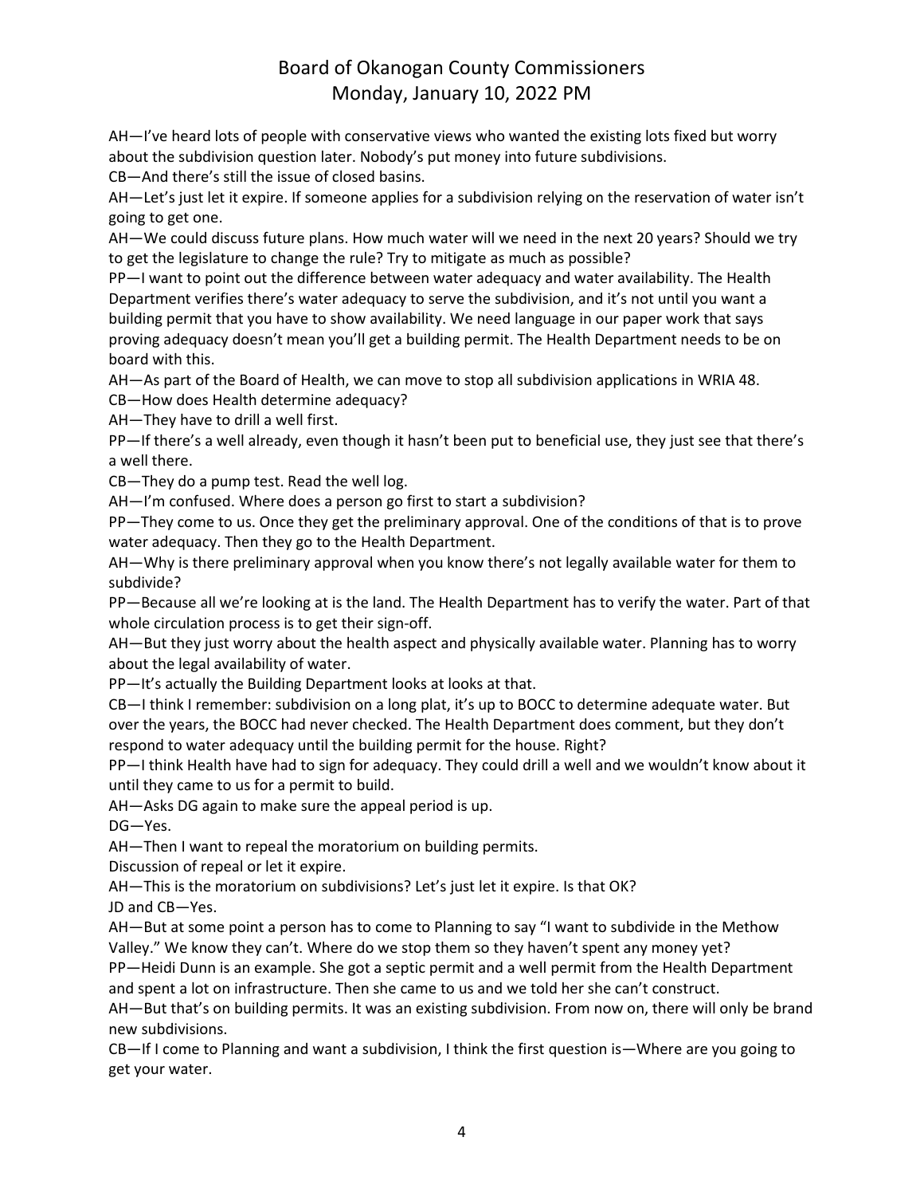AH—I've heard lots of people with conservative views who wanted the existing lots fixed but worry about the subdivision question later. Nobody's put money into future subdivisions.

CB—And there's still the issue of closed basins.

AH—Let's just let it expire. If someone applies for a subdivision relying on the reservation of water isn't going to get one.

AH—We could discuss future plans. How much water will we need in the next 20 years? Should we try to get the legislature to change the rule? Try to mitigate as much as possible?

PP—I want to point out the difference between water adequacy and water availability. The Health Department verifies there's water adequacy to serve the subdivision, and it's not until you want a building permit that you have to show availability. We need language in our paper work that says proving adequacy doesn't mean you'll get a building permit. The Health Department needs to be on board with this.

AH—As part of the Board of Health, we can move to stop all subdivision applications in WRIA 48.

CB—How does Health determine adequacy?

AH—They have to drill a well first.

PP—If there's a well already, even though it hasn't been put to beneficial use, they just see that there's a well there.

CB—They do a pump test. Read the well log.

AH—I'm confused. Where does a person go first to start a subdivision?

PP—They come to us. Once they get the preliminary approval. One of the conditions of that is to prove water adequacy. Then they go to the Health Department.

AH—Why is there preliminary approval when you know there's not legally available water for them to subdivide?

PP—Because all we're looking at is the land. The Health Department has to verify the water. Part of that whole circulation process is to get their sign-off.

AH—But they just worry about the health aspect and physically available water. Planning has to worry about the legal availability of water.

PP—It's actually the Building Department looks at looks at that.

CB—I think I remember: subdivision on a long plat, it's up to BOCC to determine adequate water. But over the years, the BOCC had never checked. The Health Department does comment, but they don't respond to water adequacy until the building permit for the house. Right?

PP—I think Health have had to sign for adequacy. They could drill a well and we wouldn't know about it until they came to us for a permit to build.

AH—Asks DG again to make sure the appeal period is up.

DG—Yes.

AH—Then I want to repeal the moratorium on building permits.

Discussion of repeal or let it expire.

AH—This is the moratorium on subdivisions? Let's just let it expire. Is that OK?

JD and CB—Yes.

AH—But at some point a person has to come to Planning to say "I want to subdivide in the Methow Valley." We know they can't. Where do we stop them so they haven't spent any money yet?

PP—Heidi Dunn is an example. She got a septic permit and a well permit from the Health Department and spent a lot on infrastructure. Then she came to us and we told her she can't construct.

AH—But that's on building permits. It was an existing subdivision. From now on, there will only be brand new subdivisions.

CB—If I come to Planning and want a subdivision, I think the first question is—Where are you going to get your water.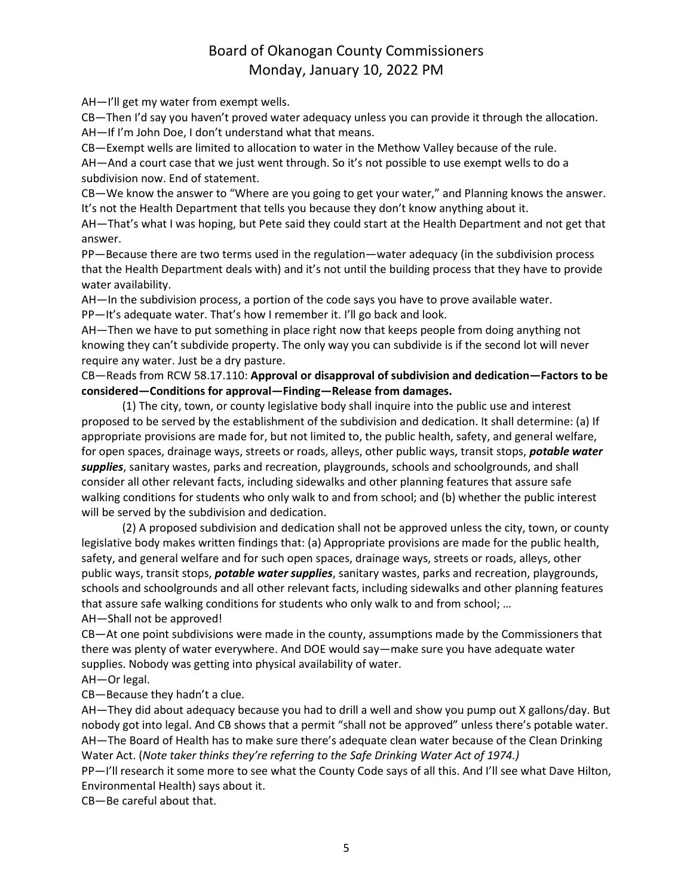AH—I'll get my water from exempt wells.

CB—Then I'd say you haven't proved water adequacy unless you can provide it through the allocation.

AH—If I'm John Doe, I don't understand what that means.

CB—Exempt wells are limited to allocation to water in the Methow Valley because of the rule.

AH—And a court case that we just went through. So it's not possible to use exempt wells to do a subdivision now. End of statement.

CB—We know the answer to "Where are you going to get your water," and Planning knows the answer. It's not the Health Department that tells you because they don't know anything about it.

AH—That's what I was hoping, but Pete said they could start at the Health Department and not get that answer.

PP—Because there are two terms used in the regulation—water adequacy (in the subdivision process that the Health Department deals with) and it's not until the building process that they have to provide water availability.

AH—In the subdivision process, a portion of the code says you have to prove available water.

PP—It's adequate water. That's how I remember it. I'll go back and look.

AH—Then we have to put something in place right now that keeps people from doing anything not knowing they can't subdivide property. The only way you can subdivide is if the second lot will never require any water. Just be a dry pasture.

CB—Reads from RCW 58.17.110: **Approval or disapproval of subdivision and dedication—Factors to be considered—Conditions for approval—Finding—Release from damages.**

(1) The city, town, or county legislative body shall inquire into the public use and interest proposed to be served by the establishment of the subdivision and dedication. It shall determine: (a) If appropriate provisions are made for, but not limited to, the public health, safety, and general welfare, for open spaces, drainage ways, streets or roads, alleys, other public ways, transit stops, ***potable water supplies***, sanitary wastes, parks and recreation, playgrounds, schools and schoolgrounds, and shall consider all other relevant facts, including sidewalks and other planning features that assure safe walking conditions for students who only walk to and from school; and (b) whether the public interest will be served by the subdivision and dedication.

(2) A proposed subdivision and dedication shall not be approved unless the city, town, or county legislative body makes written findings that: (a) Appropriate provisions are made for the public health, safety, and general welfare and for such open spaces, drainage ways, streets or roads, alleys, other public ways, transit stops, ***potable water supplies***, sanitary wastes, parks and recreation, playgrounds, schools and schoolgrounds and all other relevant facts, including sidewalks and other planning features that assure safe walking conditions for students who only walk to and from school; …

AH—Shall not be approved!

CB—At one point subdivisions were made in the county, assumptions made by the Commissioners that there was plenty of water everywhere. And DOE would say—make sure you have adequate water supplies. Nobody was getting into physical availability of water.

AH—Or legal.

CB—Because they hadn't a clue.

AH—They did about adequacy because you had to drill a well and show you pump out X gallons/day. But nobody got into legal. And CB shows that a permit "shall not be approved" unless there's potable water.

AH—The Board of Health has to make sure there's adequate clean water because of the Clean Drinking Water Act. (*Note taker thinks they're referring to the Safe Drinking Water Act of 1974.)*

PP—I'll research it some more to see what the County Code says of all this. And I'll see what Dave Hilton, Environmental Health) says about it.

CB—Be careful about that.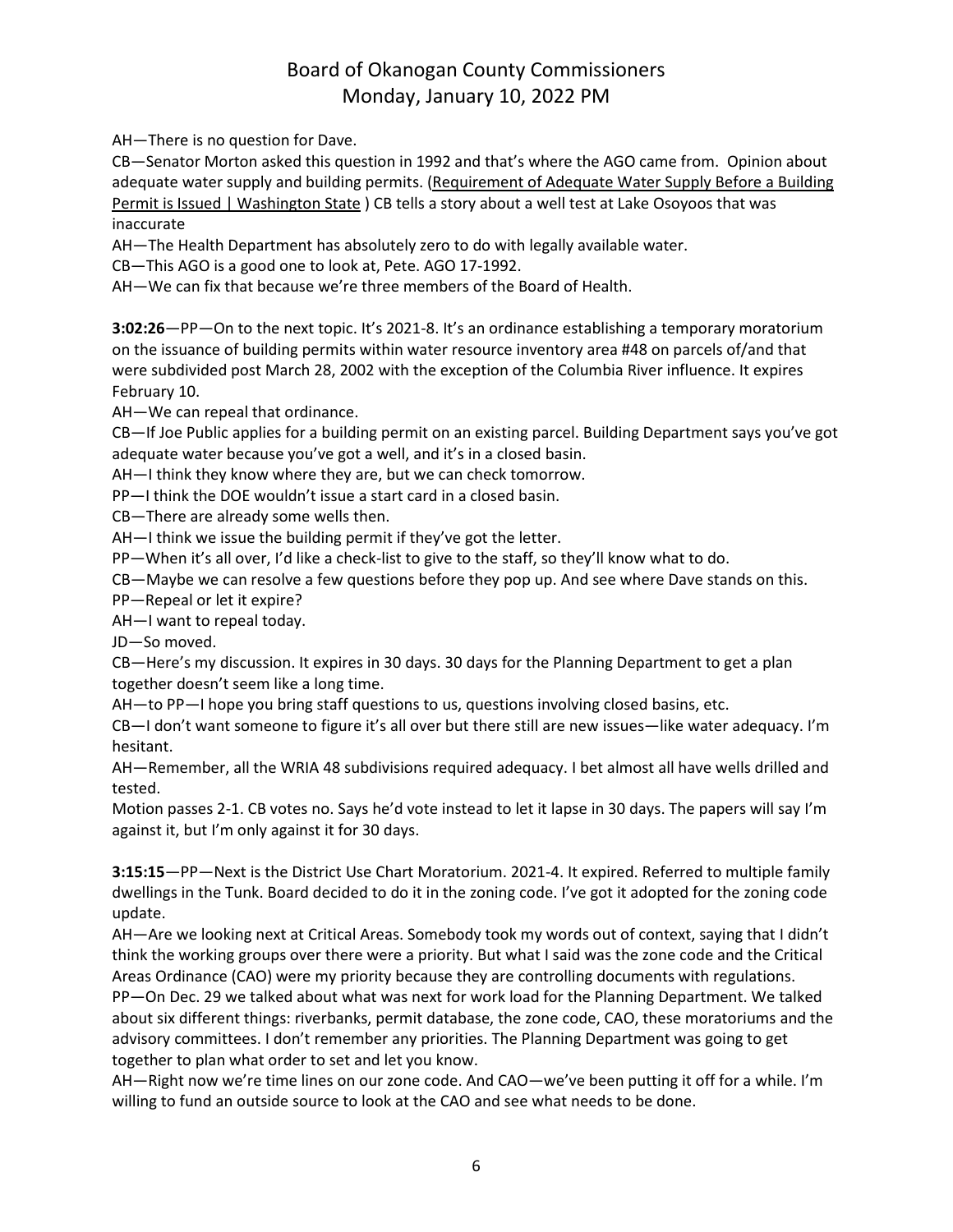AH—There is no question for Dave.

CB—Senator Morton asked this question in 1992 and that's where the AGO came from. Opinion about adequate water supply and building permits. (Requirement of Adequate Water Supply Before a Building Permit is Issued | Washington State ) CB tells a story about a well test at Lake Osoyoos that was inaccurate

AH—The Health Department has absolutely zero to do with legally available water.

CB—This AGO is a good one to look at, Pete. AGO 17-1992.

AH—We can fix that because we're three members of the Board of Health.

**3:02:26**—PP—On to the next topic. It's 2021-8. It's an ordinance establishing a temporary moratorium on the issuance of building permits within water resource inventory area #48 on parcels of/and that were subdivided post March 28, 2002 with the exception of the Columbia River influence. It expires February 10.

AH—We can repeal that ordinance.

CB—If Joe Public applies for a building permit on an existing parcel. Building Department says you've got adequate water because you've got a well, and it's in a closed basin.

AH—I think they know where they are, but we can check tomorrow.

PP—I think the DOE wouldn't issue a start card in a closed basin.

CB—There are already some wells then.

AH—I think we issue the building permit if they've got the letter.

PP—When it's all over, I'd like a check-list to give to the staff, so they'll know what to do.

CB—Maybe we can resolve a few questions before they pop up. And see where Dave stands on this.

PP—Repeal or let it expire?

AH—I want to repeal today.

JD—So moved.

CB—Here's my discussion. It expires in 30 days. 30 days for the Planning Department to get a plan together doesn't seem like a long time.

AH—to PP—I hope you bring staff questions to us, questions involving closed basins, etc.

CB—I don't want someone to figure it's all over but there still are new issues—like water adequacy. I'm hesitant.

AH—Remember, all the WRIA 48 subdivisions required adequacy. I bet almost all have wells drilled and tested.

Motion passes 2-1. CB votes no. Says he'd vote instead to let it lapse in 30 days. The papers will say I'm against it, but I'm only against it for 30 days.

**3:15:15**—PP—Next is the District Use Chart Moratorium. 2021-4. It expired. Referred to multiple family dwellings in the Tunk. Board decided to do it in the zoning code. I've got it adopted for the zoning code update.

AH—Are we looking next at Critical Areas. Somebody took my words out of context, saying that I didn't think the working groups over there were a priority. But what I said was the zone code and the Critical Areas Ordinance (CAO) were my priority because they are controlling documents with regulations.

PP—On Dec. 29 we talked about what was next for work load for the Planning Department. We talked about six different things: riverbanks, permit database, the zone code, CAO, these moratoriums and the advisory committees. I don't remember any priorities. The Planning Department was going to get together to plan what order to set and let you know.

AH—Right now we're time lines on our zone code. And CAO—we've been putting it off for a while. I'm willing to fund an outside source to look at the CAO and see what needs to be done.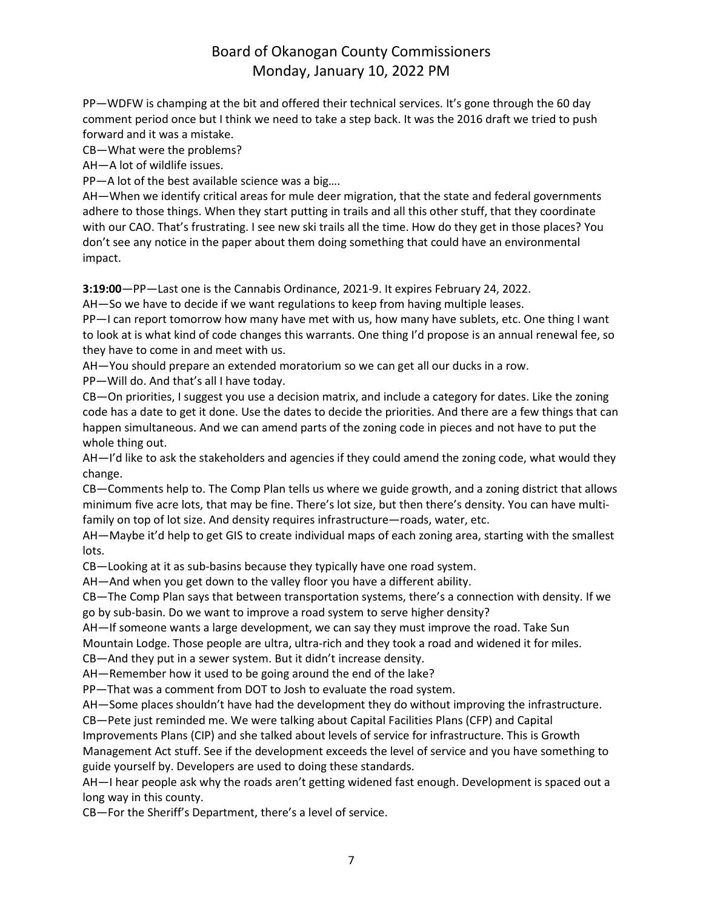PP—WDFW is champing at the bit and offered their technical services. It's gone through the 60 day comment period once but I think we need to take a step back. It was the 2016 draft we tried to push forward and it was a mistake.

CB—What were the problems?

AH—A lot of wildlife issues.

PP—A lot of the best available science was a big….

AH—When we identify critical areas for mule deer migration, that the state and federal governments adhere to those things. When they start putting in trails and all this other stuff, that they coordinate with our CAO. That's frustrating. I see new ski trails all the time. How do they get in those places? You don't see any notice in the paper about them doing something that could have an environmental impact.

**3:19:00**—PP—Last one is the Cannabis Ordinance, 2021-9. It expires February 24, 2022.

AH—So we have to decide if we want regulations to keep from having multiple leases.

PP—I can report tomorrow how many have met with us, how many have sublets, etc. One thing I want to look at is what kind of code changes this warrants. One thing I'd propose is an annual renewal fee, so they have to come in and meet with us.

AH—You should prepare an extended moratorium so we can get all our ducks in a row.

PP—Will do. And that's all I have today.

CB—On priorities, I suggest you use a decision matrix, and include a category for dates. Like the zoning code has a date to get it done. Use the dates to decide the priorities. And there are a few things that can happen simultaneous. And we can amend parts of the zoning code in pieces and not have to put the whole thing out.

AH—I'd like to ask the stakeholders and agencies if they could amend the zoning code, what would they change.

CB—Comments help to. The Comp Plan tells us where we guide growth, and a zoning district that allows minimum five acre lots, that may be fine. There's lot size, but then there's density. You can have multi-family on top of lot size. And density requires infrastructure—roads, water, etc.

AH—Maybe it'd help to get GIS to create individual maps of each zoning area, starting with the smallest lots.

CB—Looking at it as sub-basins because they typically have one road system.

AH—And when you get down to the valley floor you have a different ability.

CB—The Comp Plan says that between transportation systems, there's a connection with density. If we go by sub-basin. Do we want to improve a road system to serve higher density?

AH—If someone wants a large development, we can say they must improve the road. Take Sun Mountain Lodge. Those people are ultra, ultra-rich and they took a road and widened it for miles.

CB—And they put in a sewer system. But it didn't increase density.

AH—Remember how it used to be going around the end of the lake?

PP—That was a comment from DOT to Josh to evaluate the road system.

AH—Some places shouldn't have had the development they do without improving the infrastructure.

CB—Pete just reminded me. We were talking about Capital Facilities Plans (CFP) and Capital Improvements Plans (CIP) and she talked about levels of service for infrastructure. This is Growth Management Act stuff. See if the development exceeds the level of service and you have something to guide yourself by. Developers are used to doing these standards.

AH—I hear people ask why the roads aren't getting widened fast enough. Development is spaced out a long way in this county.

CB—For the Sheriff's Department, there's a level of service.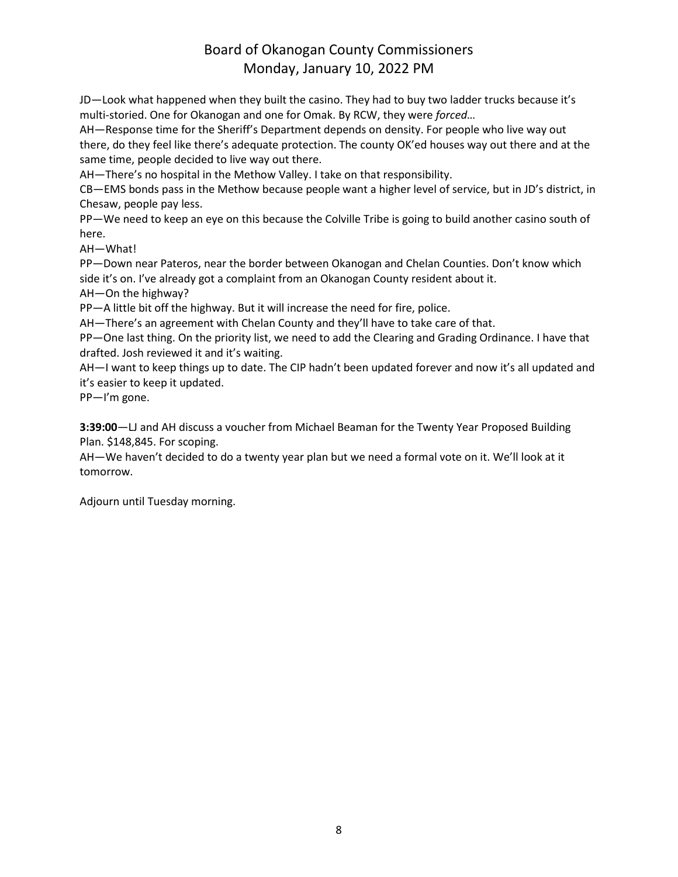JD—Look what happened when they built the casino. They had to buy two ladder trucks because it's multi-storied. One for Okanogan and one for Omak. By RCW, they were *forced*…

AH—Response time for the Sheriff's Department depends on density. For people who live way out there, do they feel like there's adequate protection. The county OK'ed houses way out there and at the same time, people decided to live way out there.

AH—There's no hospital in the Methow Valley. I take on that responsibility.

CB—EMS bonds pass in the Methow because people want a higher level of service, but in JD's district, in Chesaw, people pay less.

PP—We need to keep an eye on this because the Colville Tribe is going to build another casino south of here.

AH—What!

PP—Down near Pateros, near the border between Okanogan and Chelan Counties. Don't know which side it's on. I've already got a complaint from an Okanogan County resident about it.

AH—On the highway?

PP—A little bit off the highway. But it will increase the need for fire, police.

AH—There's an agreement with Chelan County and they'll have to take care of that.

PP—One last thing. On the priority list, we need to add the Clearing and Grading Ordinance. I have that drafted. Josh reviewed it and it's waiting.

AH—I want to keep things up to date. The CIP hadn't been updated forever and now it's all updated and it's easier to keep it updated.

PP—I'm gone.

**3:39:00**—LJ and AH discuss a voucher from Michael Beaman for the Twenty Year Proposed Building Plan. $148,845. For scoping.

AH—We haven't decided to do a twenty year plan but we need a formal vote on it. We'll look at it tomorrow.

Adjourn until Tuesday morning.